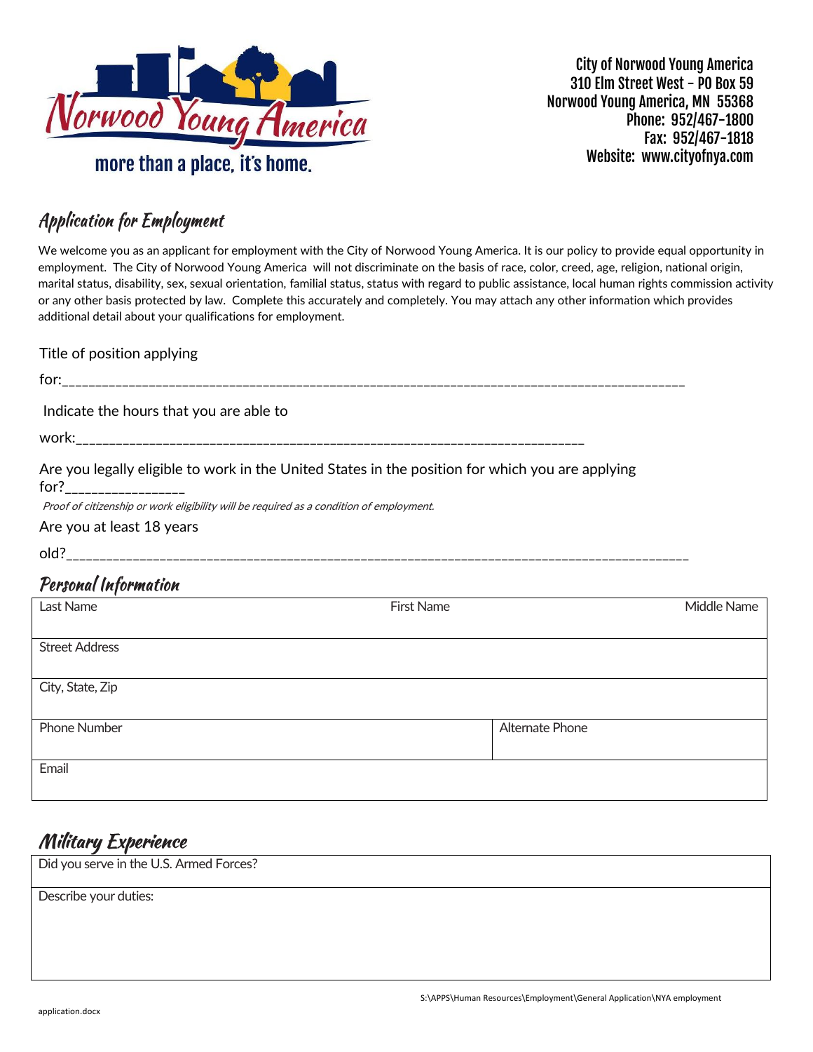City of Norwood Young America
310 Elm Street West – PO Box 59
Norwood Young America, MN 55368
Phone: 952/467-1800
Fax: 952/467-1818
Website: www.cityofnya.com

more than a place, it's home.

## Application for Employment

We welcome you as an applicant for employment with the City of Norwood Young America. It is our policy to provide equal opportunity in employment. The City of Norwood Young America will not discriminate on the basis of race, color, creed, age, religion, national origin, marital status, disability, sex, sexual orientation, familial status, status with regard to public assistance, local human rights commission activity or any other basis protected by law. Complete this accurately and completely. You may attach any other information which provides additional detail about your qualifications for employment.

Title of position applying for:_______________________________________________________________________________________________

Indicate the hours that you are able to work:_____________________________________________________________________________

Are you legally eligible to work in the United States in the position for which you are applying for?_________________

*Proof of citizenship or work eligibility will be required as a condition of employment.*

Are you at least 18 years old?_______________________________________________________________________________________________

## Personal Information

| Last Name | First Name | Middle Name |
|---|---|---|
| Street Address | | |
| City, State, Zip | | |
| Phone Number | Alternate Phone | |
| Email | | |

## Military Experience

| Did you serve in the U.S. Armed Forces? |
|---|
| Describe your duties: |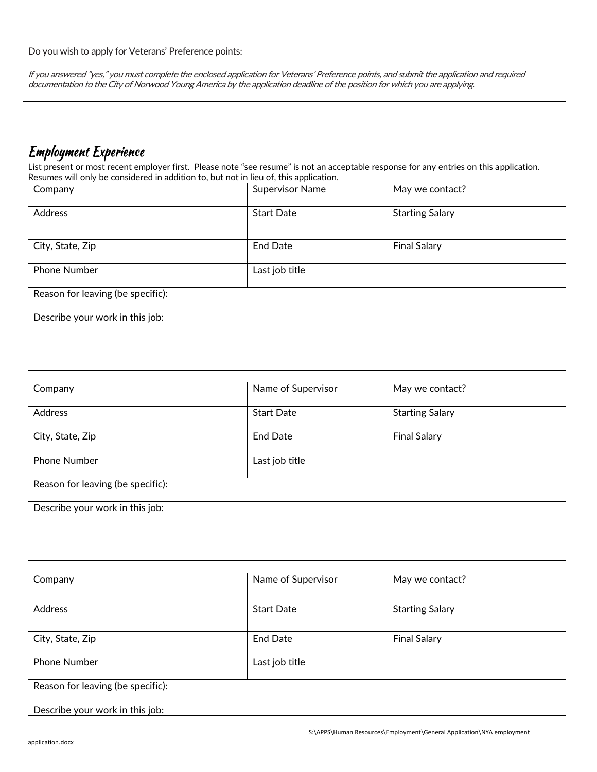| Do you wish to apply for Veterans' Preference points: |
|---|
| *If you answered "yes," you must complete the enclosed application for Veterans' Preference points, and submit the application and required documentation to the City of Norwood Young America by the application deadline of the position for which you are applying.* |

## Employment Experience

List present or most recent employer first. Please note "see resume" is not an acceptable response for any entries on this application. Resumes will only be considered in addition to, but not in lieu of, this application.

| Company | Supervisor Name | May we contact? |
|---|---|---|
| Address | Start Date | Starting Salary |
| City, State, Zip | End Date | Final Salary |
| Phone Number | Last job title | |
| Reason for leaving (be specific): | | |
| Describe your work in this job: | | |

| Company | Name of Supervisor | May we contact? |
|---|---|---|
| Address | Start Date | Starting Salary |
| City, State, Zip | End Date | Final Salary |
| Phone Number | Last job title | |
| Reason for leaving (be specific): | | |
| Describe your work in this job: | | |

| Company | Name of Supervisor | May we contact? |
|---|---|---|
| Address | Start Date | Starting Salary |
| City, State, Zip | End Date | Final Salary |
| Phone Number | Last job title | |
| Reason for leaving (be specific): | | |
| Describe your work in this job: | | |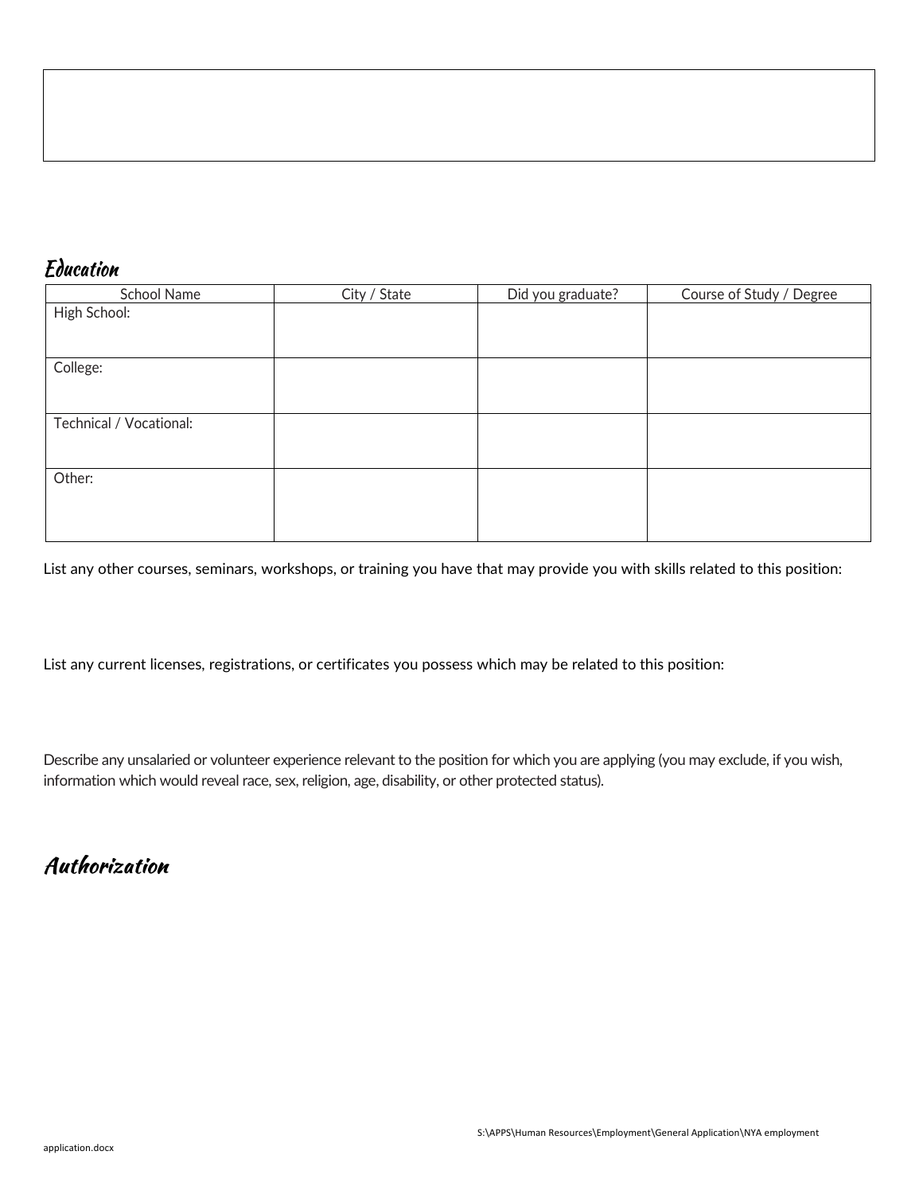## Education

| School Name | City / State | Did you graduate? | Course of Study / Degree |
| --- | --- | --- | --- |
| High School: | | | |
| College: | | | |
| Technical / Vocational: | | | |
| Other: | | | |

List any other courses, seminars, workshops, or training you have that may provide you with skills related to this position:

List any current licenses, registrations, or certificates you possess which may be related to this position:

Describe any unsalaried or volunteer experience relevant to the position for which you are applying (you may exclude, if you wish, information which would reveal race, sex, religion, age, disability, or other protected status).

## Authorization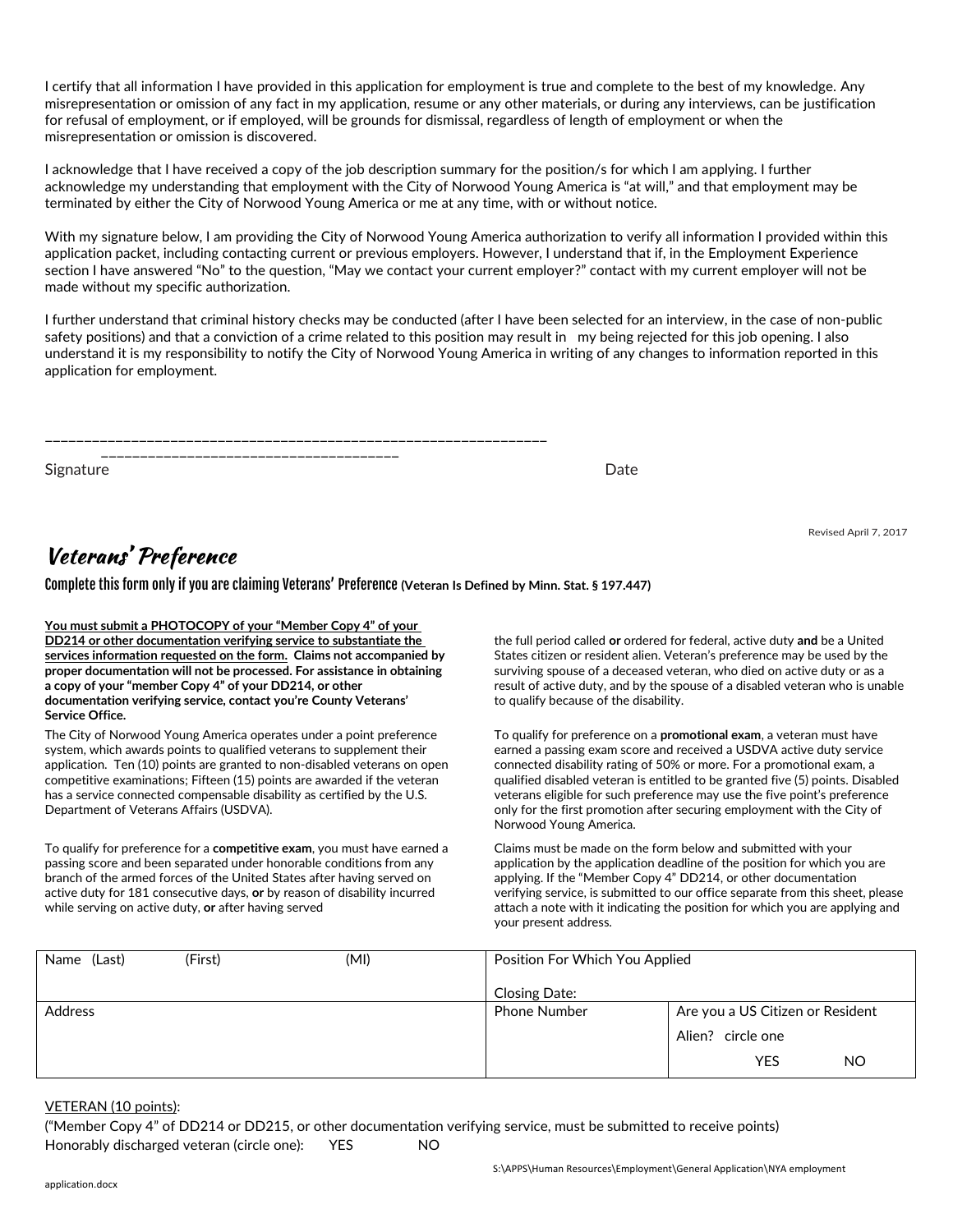I certify that all information I have provided in this application for employment is true and complete to the best of my knowledge. Any misrepresentation or omission of any fact in my application, resume or any other materials, or during any interviews, can be justification for refusal of employment, or if employed, will be grounds for dismissal, regardless of length of employment or when the misrepresentation or omission is discovered.

I acknowledge that I have received a copy of the job description summary for the position/s for which I am applying. I further acknowledge my understanding that employment with the City of Norwood Young America is "at will," and that employment may be terminated by either the City of Norwood Young America or me at any time, with or without notice.

With my signature below, I am providing the City of Norwood Young America authorization to verify all information I provided within this application packet, including contacting current or previous employers. However, I understand that if, in the Employment Experience section I have answered "No" to the question, "May we contact your current employer?" contact with my current employer will not be made without my specific authorization.

I further understand that criminal history checks may be conducted (after I have been selected for an interview, in the case of non-public safety positions) and that a conviction of a crime related to this position may result in my being rejected for this job opening. I also understand it is my responsibility to notify the City of Norwood Young America in writing of any changes to information reported in this application for employment.

\_\_\_\_\_\_\_\_\_\_\_\_\_\_\_\_\_\_\_\_\_\_\_\_\_\_\_\_\_\_\_\_\_\_\_\_\_\_\_\_\_\_\_\_\_\_\_\_\_\_\_\_\_\_\_\_\_\_\_\_\_\_\_\_\_\_ \_\_\_\_\_\_\_\_\_\_\_\_\_\_\_\_\_\_\_\_\_\_\_\_\_\_\_\_\_\_\_\_\_\_\_\_\_\_\_\_

Signature Date

Revised April 7, 2017

# *Veterans' Preference*

**Complete this form only if you are claiming Veterans' Preference** (Veteran Is Defined by Minn. Stat. § 197.447)

**<u>You must submit a PHOTOCOPY of your "Member Copy 4" of your DD214 or other documentation verifying service to substantiate the services information requested on the form.</u> Claims not accompanied by proper documentation will not be processed. For assistance in obtaining a copy of your "member Copy 4" of your DD214, or other documentation verifying service, contact you're County Veterans' Service Office.**

The City of Norwood Young America operates under a point preference system, which awards points to qualified veterans to supplement their application. Ten (10) points are granted to non-disabled veterans on open competitive examinations; Fifteen (15) points are awarded if the veteran has a service connected compensable disability as certified by the U.S. Department of Veterans Affairs (USDVA).

To qualify for preference for a **competitive exam**, you must have earned a passing score and been separated under honorable conditions from any branch of the armed forces of the United States after having served on active duty for 181 consecutive days, **or** by reason of disability incurred while serving on active duty, **or** after having served the full period called **or** ordered for federal, active duty **and** be a United States citizen or resident alien. Veteran's preference may be used by the surviving spouse of a deceased veteran, who died on active duty or as a result of active duty, and by the spouse of a disabled veteran who is unable to qualify because of the disability.

To qualify for preference on a **promotional exam**, a veteran must have earned a passing exam score and received a USDVA active duty service connected disability rating of 50% or more. For a promotional exam, a qualified disabled veteran is entitled to be granted five (5) points. Disabled veterans eligible for such preference may use the five point's preference only for the first promotion after securing employment with the City of Norwood Young America.

Claims must be made on the form below and submitted with your application by the application deadline of the position for which you are applying. If the "Member Copy 4" DD214, or other documentation verifying service, is submitted to our office separate from this sheet, please attach a note with it indicating the position for which you are applying and your present address.

| Name (Last) (First) (MI) | Position For Which You Applied<br><br>Closing Date: | |
|---|---|---|
| Address | Phone Number | Are you a US Citizen or Resident Alien? circle one<br>YES NO |

<u>VETERAN (10 points)</u>:

("Member Copy 4" of DD214 or DD215, or other documentation verifying service, must be submitted to receive points)

Honorably discharged veteran (circle one): YES NO

S:\APPS\Human Resources\Employment\General Application\NYA employment application.docx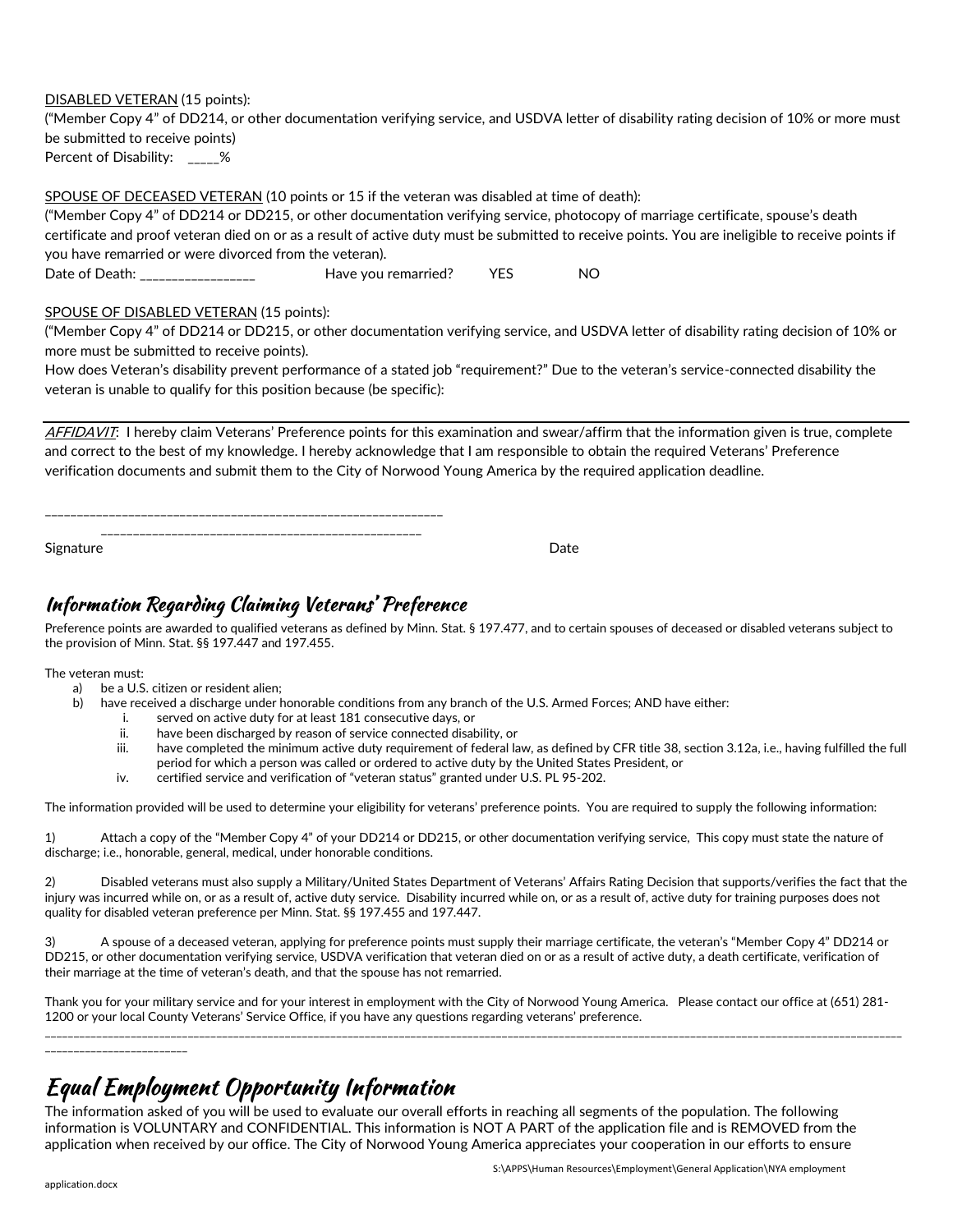<u>DISABLED VETERAN</u> (15 points):
("Member Copy 4" of DD214, or other documentation verifying service, and USDVA letter of disability rating decision of 10% or more must be submitted to receive points)
Percent of Disability: _____%

<u>SPOUSE OF DECEASED VETERAN</u> (10 points or 15 if the veteran was disabled at time of death):
("Member Copy 4" of DD214 or DD215, or other documentation verifying service, photocopy of marriage certificate, spouse's death certificate and proof veteran died on or as a result of active duty must be submitted to receive points. You are ineligible to receive points if you have remarried or were divorced from the veteran).
Date of Death: _________________ Have you remarried? YES NO

<u>SPOUSE OF DISABLED VETERAN</u> (15 points):
("Member Copy 4" of DD214 or DD215, or other documentation verifying service, and USDVA letter of disability rating decision of 10% or more must be submitted to receive points).
How does Veteran's disability prevent performance of a stated job "requirement?" Due to the veteran's service-connected disability the veteran is unable to qualify for this position because (be specific):

---

*<u>AFFIDAVIT</u>*: I hereby claim Veterans' Preference points for this examination and swear/affirm that the information given is true, complete and correct to the best of my knowledge. I hereby acknowledge that I am responsible to obtain the required Veterans' Preference verification documents and submit them to the City of Norwood Young America by the required application deadline.

_________________________________________________ _________________________________________________
Signature Date

## Information Regarding Claiming Veterans' Preference

Preference points are awarded to qualified veterans as defined by Minn. Stat. § 197.477, and to certain spouses of deceased or disabled veterans subject to the provision of Minn. Stat. §§ 197.447 and 197.455.

The veteran must:

a) be a U.S. citizen or resident alien;
b) have received a discharge under honorable conditions from any branch of the U.S. Armed Forces; AND have either:
   i. served on active duty for at least 181 consecutive days, or
   ii. have been discharged by reason of service connected disability, or
   iii. have completed the minimum active duty requirement of federal law, as defined by CFR title 38, section 3.12a, i.e., having fulfilled the full period for which a person was called or ordered to active duty by the United States President, or
   iv. certified service and verification of "veteran status" granted under U.S. PL 95-202.

The information provided will be used to determine your eligibility for veterans' preference points. You are required to supply the following information:

1) Attach a copy of the "Member Copy 4" of your DD214 or DD215, or other documentation verifying service, This copy must state the nature of discharge; i.e., honorable, general, medical, under honorable conditions.

2) Disabled veterans must also supply a Military/United States Department of Veterans' Affairs Rating Decision that supports/verifies the fact that the injury was incurred while on, or as a result of, active duty service. Disability incurred while on, or as a result of, active duty for training purposes does not quality for disabled veteran preference per Minn. Stat. §§ 197.455 and 197.447.

3) A spouse of a deceased veteran, applying for preference points must supply their marriage certificate, the veteran's "Member Copy 4" DD214 or DD215, or other documentation verifying service, USDVA verification that veteran died on or as a result of active duty, a death certificate, verification of their marriage at the time of veteran's death, and that the spouse has not remarried.

Thank you for your military service and for your interest in employment with the City of Norwood Young America. Please contact our office at (651) 281-1200 or your local County Veterans' Service Office, if you have any questions regarding veterans' preference.

---

## Equal Employment Opportunity Information

The information asked of you will be used to evaluate our overall efforts in reaching all segments of the population. The following information is VOLUNTARY and CONFIDENTIAL. This information is NOT A PART of the application file and is REMOVED from the application when received by our office. The City of Norwood Young America appreciates your cooperation in our efforts to ensure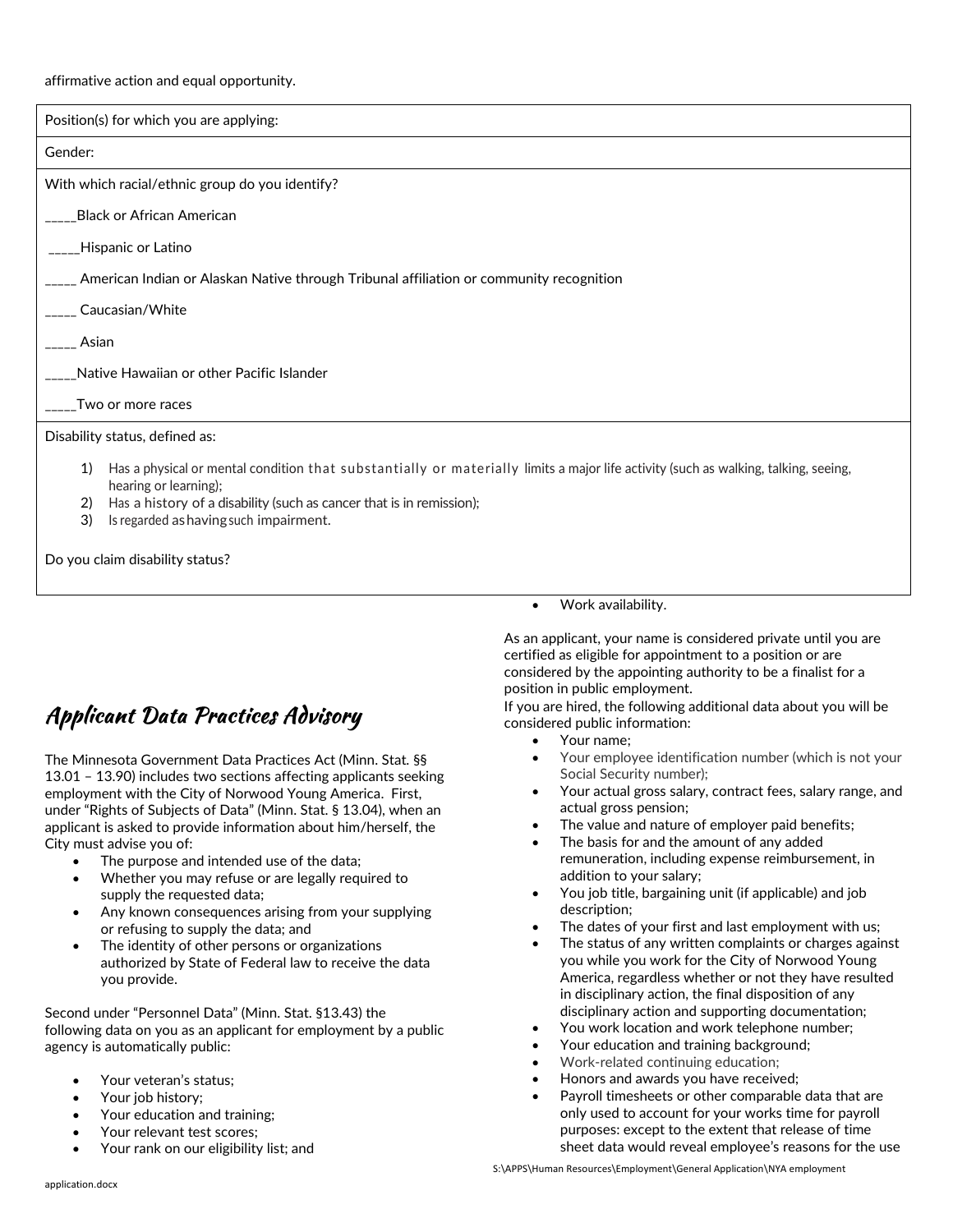affirmative action and equal opportunity.

| Position(s) for which you are applying: |
|---|
| Gender: |
| With which racial/ethnic group do you identify?<br><br>_____Black or African American<br><br>_____Hispanic or Latino<br><br>_____ American Indian or Alaskan Native through Tribunal affiliation or community recognition<br><br>_____ Caucasian/White<br><br>_____ Asian<br><br>_____Native Hawaiian or other Pacific Islander<br><br>_____Two or more races |
| Disability status, defined as:<br><br>1) Has a physical or mental condition that substantially or materially limits a major life activity (such as walking, talking, seeing, hearing or learning);<br>2) Has a history of a disability (such as cancer that is in remission);<br>3) Is regarded as having such impairment.<br><br>Do you claim disability status? |

## *Applicant Data Practices Advisory*

The Minnesota Government Data Practices Act (Minn. Stat. §§ 13.01 – 13.90) includes two sections affecting applicants seeking employment with the City of Norwood Young America. First, under "Rights of Subjects of Data" (Minn. Stat. § 13.04), when an applicant is asked to provide information about him/herself, the City must advise you of:

- The purpose and intended use of the data;
- Whether you may refuse or are legally required to supply the requested data;
- Any known consequences arising from your supplying or refusing to supply the data; and
- The identity of other persons or organizations authorized by State of Federal law to receive the data you provide.

Second under "Personnel Data" (Minn. Stat. §13.43) the following data on you as an applicant for employment by a public agency is automatically public:

- Your veteran's status;
- Your job history;
- Your education and training;
- Your relevant test scores;
- Your rank on our eligibility list; and
- Work availability.

As an applicant, your name is considered private until you are certified as eligible for appointment to a position or are considered by the appointing authority to be a finalist for a position in public employment.
If you are hired, the following additional data about you will be considered public information:

- Your name;
- Your employee identification number (which is not your Social Security number);
- Your actual gross salary, contract fees, salary range, and actual gross pension;
- The value and nature of employer paid benefits;
- The basis for and the amount of any added remuneration, including expense reimbursement, in addition to your salary;
- You job title, bargaining unit (if applicable) and job description;
- The dates of your first and last employment with us;
- The status of any written complaints or charges against you while you work for the City of Norwood Young America, regardless whether or not they have resulted in disciplinary action, the final disposition of any disciplinary action and supporting documentation;
- You work location and work telephone number;
- Your education and training background;
- Work-related continuing education;
- Honors and awards you have received;
- Payroll timesheets or other comparable data that are only used to account for your works time for payroll purposes: except to the extent that release of time sheet data would reveal employee's reasons for the use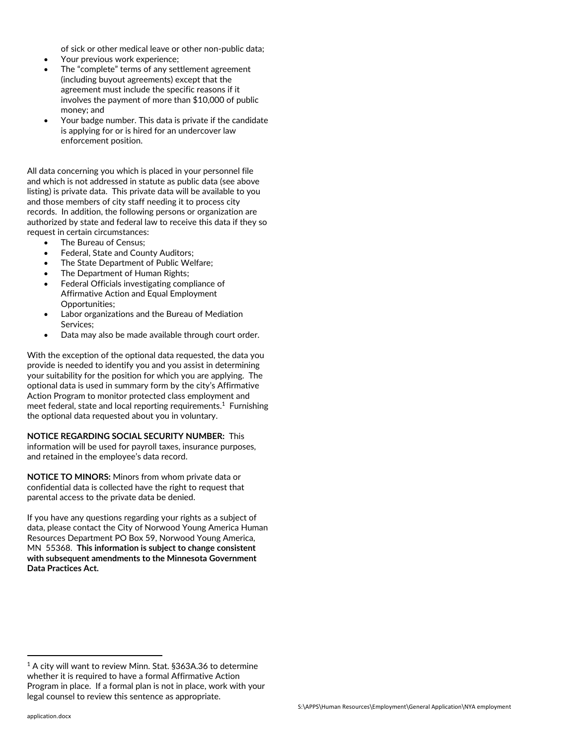of sick or other medical leave or other non-public data;

- Your previous work experience;
- The "complete" terms of any settlement agreement (including buyout agreements) except that the agreement must include the specific reasons if it involves the payment of more than $10,000 of public money; and
- Your badge number. This data is private if the candidate is applying for or is hired for an undercover law enforcement position.

All data concerning you which is placed in your personnel file and which is not addressed in statute as public data (see above listing) is private data. This private data will be available to you and those members of city staff needing it to process city records. In addition, the following persons or organization are authorized by state and federal law to receive this data if they so request in certain circumstances:

- The Bureau of Census;
- Federal, State and County Auditors;
- The State Department of Public Welfare;
- The Department of Human Rights;
- Federal Officials investigating compliance of Affirmative Action and Equal Employment Opportunities;
- Labor organizations and the Bureau of Mediation Services;
- Data may also be made available through court order.

With the exception of the optional data requested, the data you provide is needed to identify you and you assist in determining your suitability for the position for which you are applying. The optional data is used in summary form by the city's Affirmative Action Program to monitor protected class employment and meet federal, state and local reporting requirements.[1] Furnishing the optional data requested about you in voluntary.

**NOTICE REGARDING SOCIAL SECURITY NUMBER:** This information will be used for payroll taxes, insurance purposes, and retained in the employee's data record.

**NOTICE TO MINORS:** Minors from whom private data or confidential data is collected have the right to request that parental access to the private data be denied.

If you have any questions regarding your rights as a subject of data, please contact the City of Norwood Young America Human Resources Department PO Box 59, Norwood Young America, MN 55368. **This information is subject to change consistent with subsequent amendments to the Minnesota Government Data Practices Act.**

---

[1] A city will want to review Minn. Stat. §363A.36 to determine whether it is required to have a formal Affirmative Action Program in place. If a formal plan is not in place, work with your legal counsel to review this sentence as appropriate.